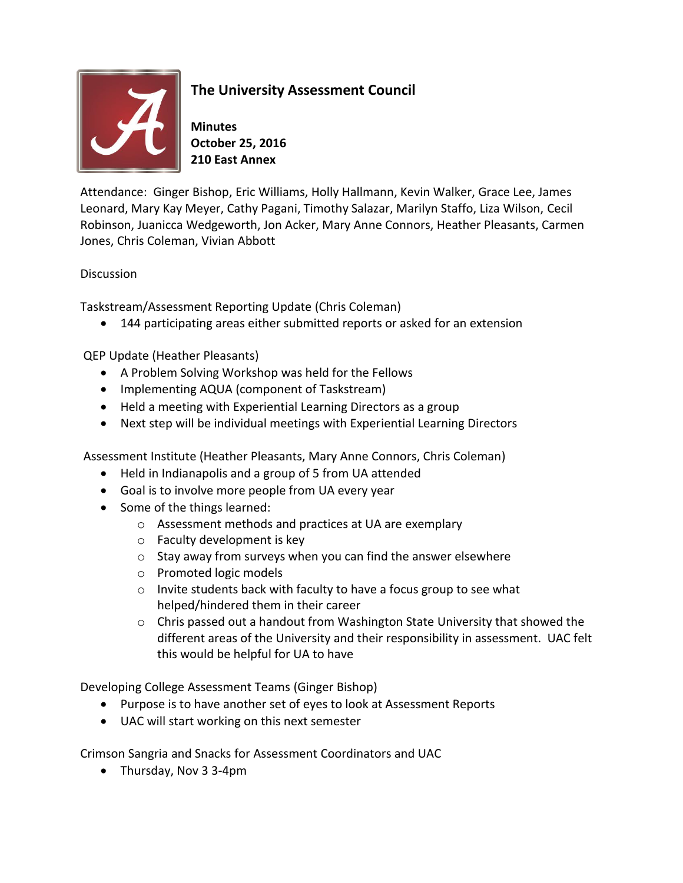# The University Assessment Council

**Minutes**
**October 25, 2016**
**210 East Annex**

Attendance: Ginger Bishop, Eric Williams, Holly Hallmann, Kevin Walker, Grace Lee, James Leonard, Mary Kay Meyer, Cathy Pagani, Timothy Salazar, Marilyn Staffo, Liza Wilson, Cecil Robinson, Juanicca Wedgeworth, Jon Acker, Mary Anne Connors, Heather Pleasants, Carmen Jones, Chris Coleman, Vivian Abbott

Discussion

Taskstream/Assessment Reporting Update (Chris Coleman)

- 144 participating areas either submitted reports or asked for an extension

QEP Update (Heather Pleasants)

- A Problem Solving Workshop was held for the Fellows
- Implementing AQUA (component of Taskstream)
- Held a meeting with Experiential Learning Directors as a group
- Next step will be individual meetings with Experiential Learning Directors

Assessment Institute (Heather Pleasants, Mary Anne Connors, Chris Coleman)

- Held in Indianapolis and a group of 5 from UA attended
- Goal is to involve more people from UA every year
- Some of the things learned:
    - Assessment methods and practices at UA are exemplary
    - Faculty development is key
    - Stay away from surveys when you can find the answer elsewhere
    - Promoted logic models
    - Invite students back with faculty to have a focus group to see what helped/hindered them in their career
    - Chris passed out a handout from Washington State University that showed the different areas of the University and their responsibility in assessment. UAC felt this would be helpful for UA to have

Developing College Assessment Teams (Ginger Bishop)

- Purpose is to have another set of eyes to look at Assessment Reports
- UAC will start working on this next semester

Crimson Sangria and Snacks for Assessment Coordinators and UAC

- Thursday, Nov 3 3-4pm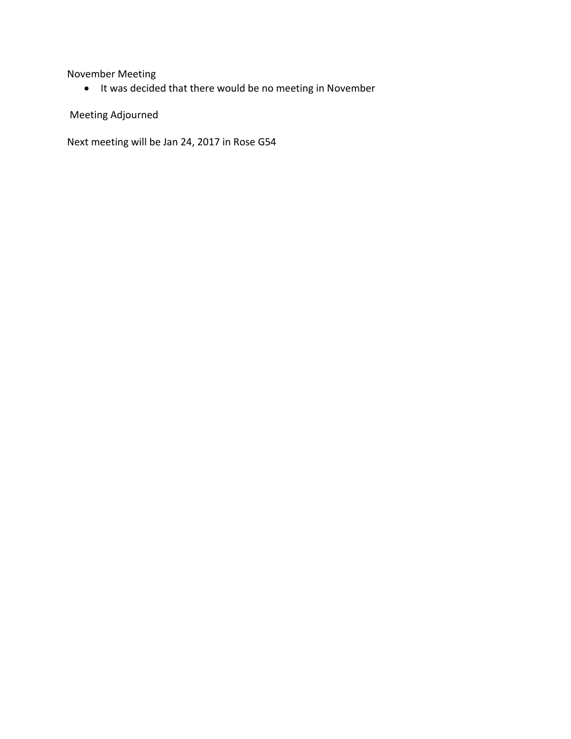November Meeting

- It was decided that there would be no meeting in November

Meeting Adjourned

Next meeting will be Jan 24, 2017 in Rose G54